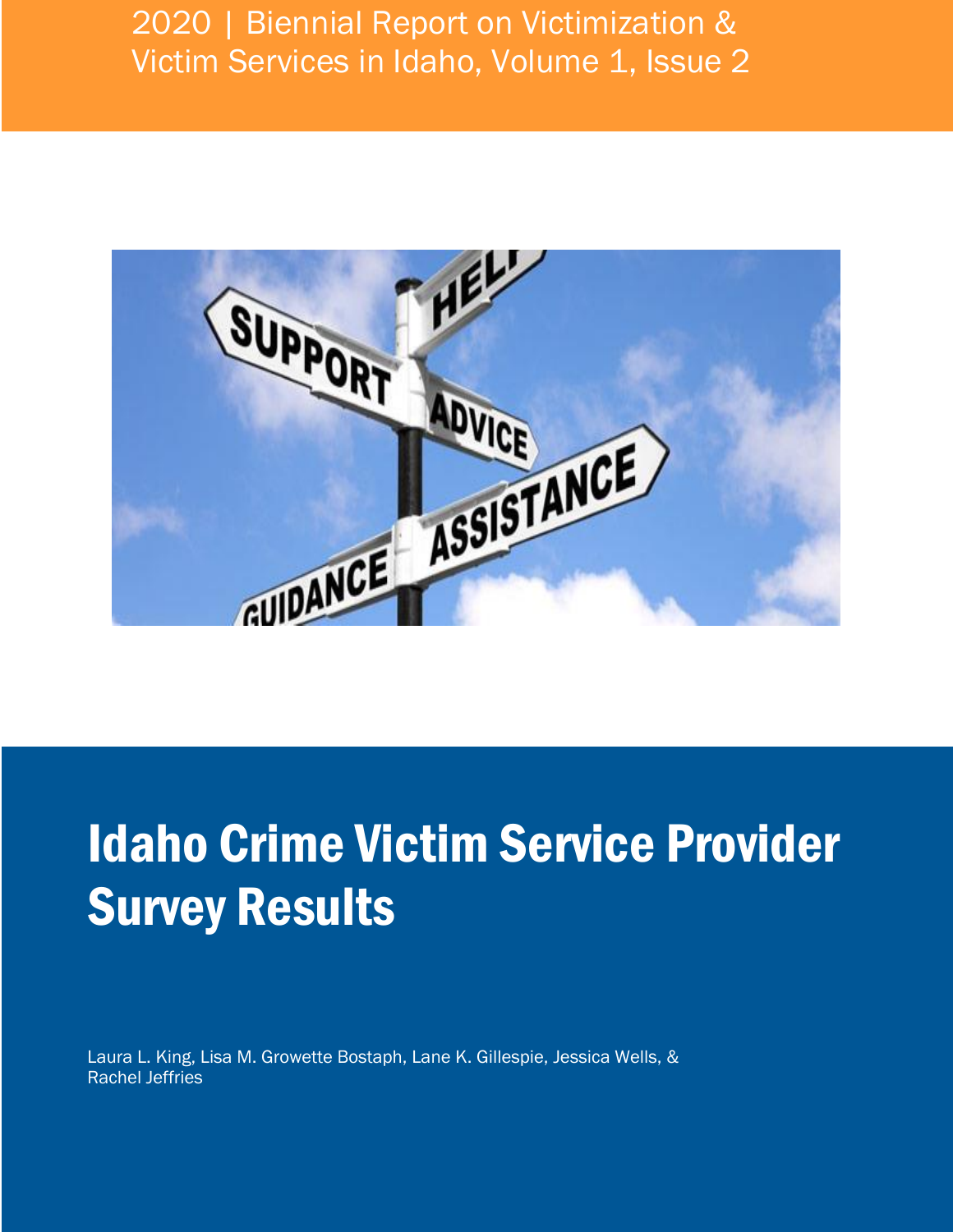2020 | Biennial Report on Victimization & Victim Services in Idaho, Volume 1, Issue 2

# Idaho Crime Victim Service Provider Survey Results

Laura L. King, Lisa M. Growette Bostaph, Lane K. Gillespie, Jessica Wells, & Rachel Jeffries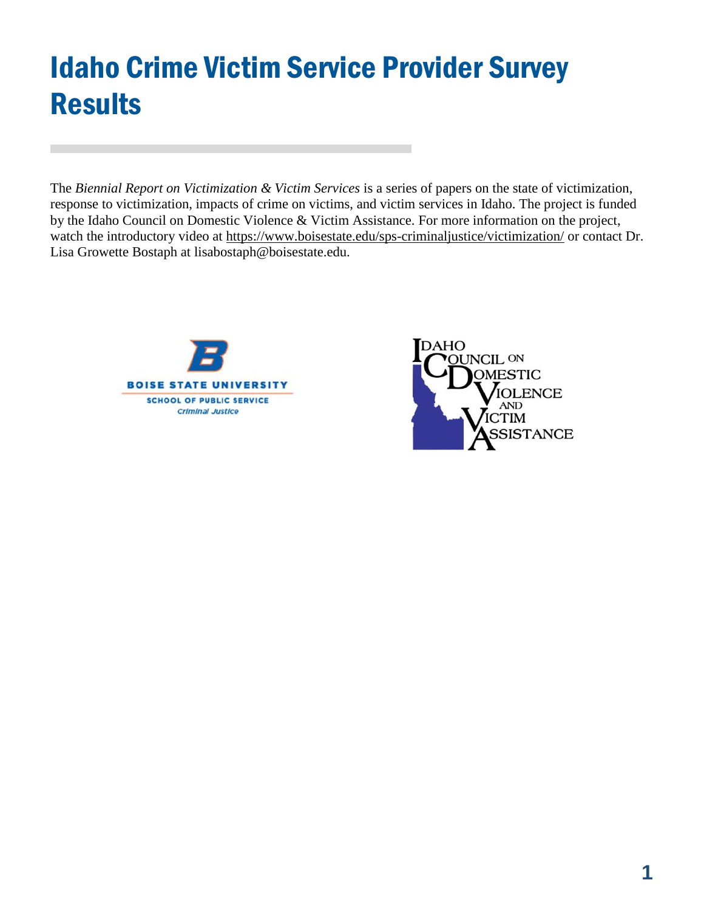# Idaho Crime Victim Service Provider Survey Results

The *Biennial Report on Victimization & Victim Services* is a series of papers on the state of victimization, response to victimization, impacts of crime on victims, and victim services in Idaho. The project is funded by the Idaho Council on Domestic Violence & Victim Assistance. For more information on the project, watch the introductory video at https://www.boisestate.edu/sps-criminaljustice/victimization/ or contact Dr. Lisa Growette Bostaph at lisabostaph@boisestate.edu.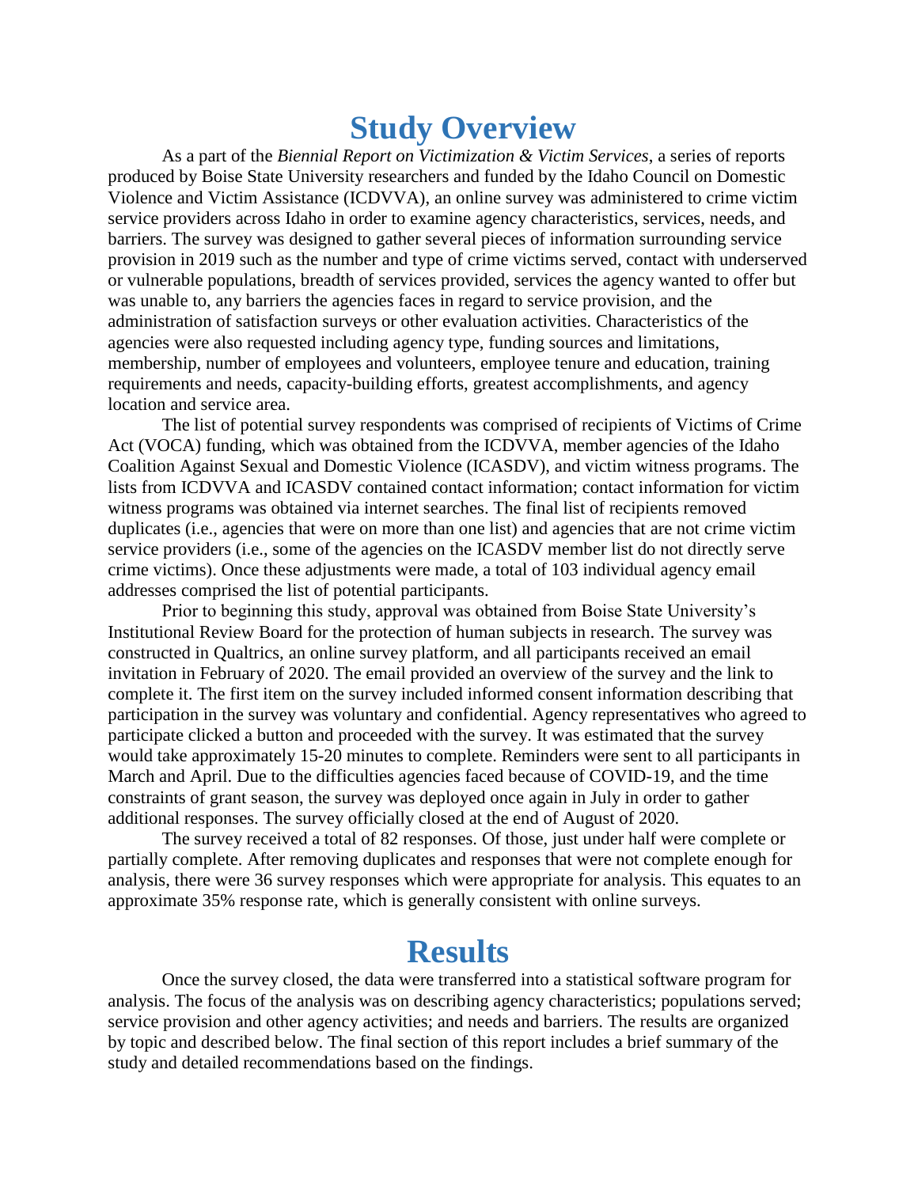# Study Overview

As a part of the *Biennial Report on Victimization & Victim Services*, a series of reports produced by Boise State University researchers and funded by the Idaho Council on Domestic Violence and Victim Assistance (ICDVVA), an online survey was administered to crime victim service providers across Idaho in order to examine agency characteristics, services, needs, and barriers. The survey was designed to gather several pieces of information surrounding service provision in 2019 such as the number and type of crime victims served, contact with underserved or vulnerable populations, breadth of services provided, services the agency wanted to offer but was unable to, any barriers the agencies faces in regard to service provision, and the administration of satisfaction surveys or other evaluation activities. Characteristics of the agencies were also requested including agency type, funding sources and limitations, membership, number of employees and volunteers, employee tenure and education, training requirements and needs, capacity-building efforts, greatest accomplishments, and agency location and service area.

The list of potential survey respondents was comprised of recipients of Victims of Crime Act (VOCA) funding, which was obtained from the ICDVVA, member agencies of the Idaho Coalition Against Sexual and Domestic Violence (ICASDV), and victim witness programs. The lists from ICDVVA and ICASDV contained contact information; contact information for victim witness programs was obtained via internet searches. The final list of recipients removed duplicates (i.e., agencies that were on more than one list) and agencies that are not crime victim service providers (i.e., some of the agencies on the ICASDV member list do not directly serve crime victims). Once these adjustments were made, a total of 103 individual agency email addresses comprised the list of potential participants.

Prior to beginning this study, approval was obtained from Boise State University's Institutional Review Board for the protection of human subjects in research. The survey was constructed in Qualtrics, an online survey platform, and all participants received an email invitation in February of 2020. The email provided an overview of the survey and the link to complete it. The first item on the survey included informed consent information describing that participation in the survey was voluntary and confidential. Agency representatives who agreed to participate clicked a button and proceeded with the survey. It was estimated that the survey would take approximately 15-20 minutes to complete. Reminders were sent to all participants in March and April. Due to the difficulties agencies faced because of COVID-19, and the time constraints of grant season, the survey was deployed once again in July in order to gather additional responses. The survey officially closed at the end of August of 2020.

The survey received a total of 82 responses. Of those, just under half were complete or partially complete. After removing duplicates and responses that were not complete enough for analysis, there were 36 survey responses which were appropriate for analysis. This equates to an approximate 35% response rate, which is generally consistent with online surveys.

# Results

Once the survey closed, the data were transferred into a statistical software program for analysis. The focus of the analysis was on describing agency characteristics; populations served; service provision and other agency activities; and needs and barriers. The results are organized by topic and described below. The final section of this report includes a brief summary of the study and detailed recommendations based on the findings.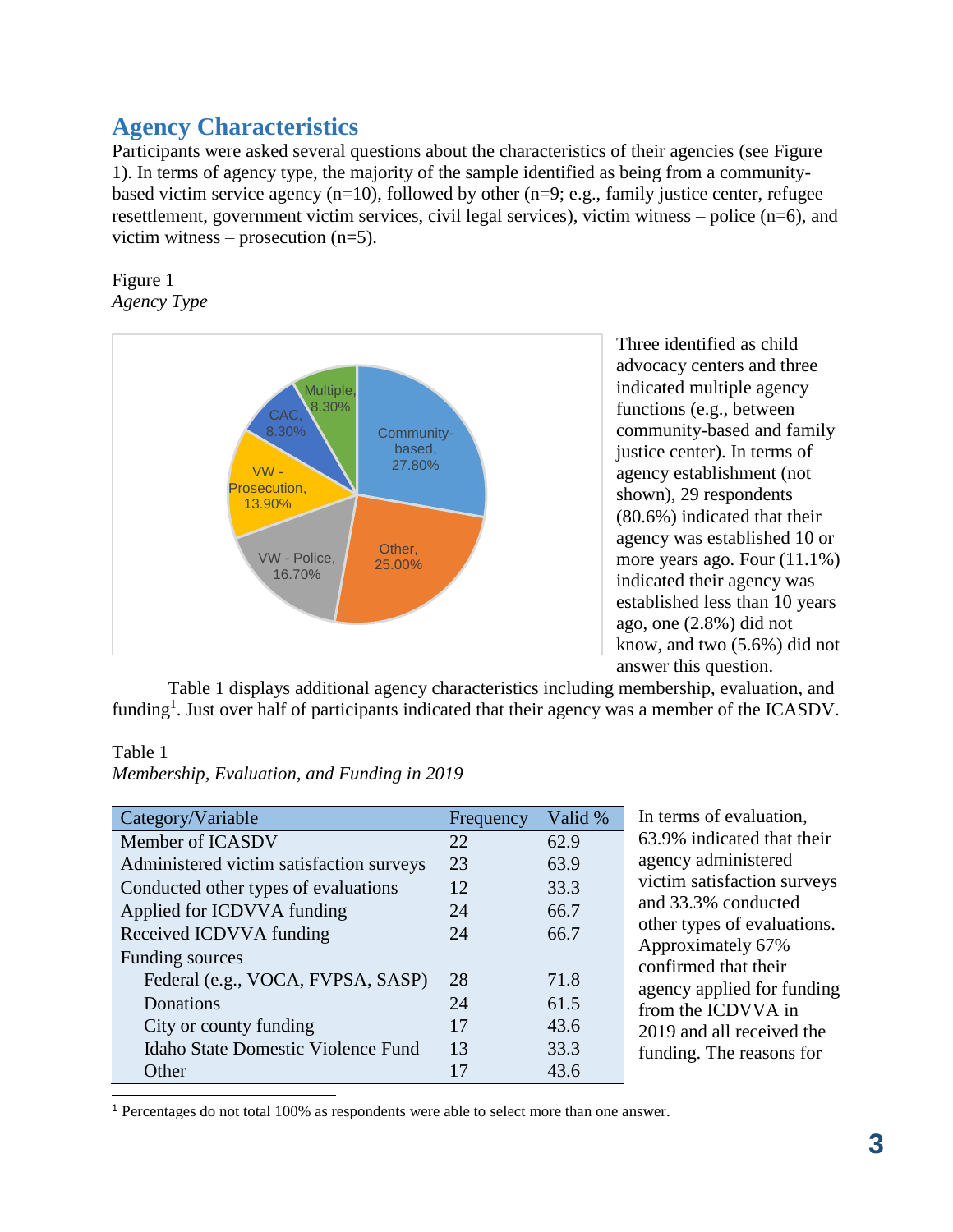## Agency Characteristics

Participants were asked several questions about the characteristics of their agencies (see Figure 1). In terms of agency type, the majority of the sample identified as being from a community-based victim service agency (n=10), followed by other (n=9; e.g., family justice center, refugee resettlement, government victim services, civil legal services), victim witness – police (n=6), and victim witness – prosecution (n=5).

Figure 1
*Agency Type*

Three identified as child advocacy centers and three indicated multiple agency functions (e.g., between community-based and family justice center). In terms of agency establishment (not shown), 29 respondents (80.6%) indicated that their agency was established 10 or more years ago. Four (11.1%) indicated their agency was established less than 10 years ago, one (2.8%) did not know, and two (5.6%) did not answer this question.

Table 1 displays additional agency characteristics including membership, evaluation, and funding[1]. Just over half of participants indicated that their agency was a member of the ICASDV.

Table 1
*Membership, Evaluation, and Funding in 2019*

| Category/Variable | Frequency | Valid % |
|---|---|---|
| Member of ICASDV | 22 | 62.9 |
| Administered victim satisfaction surveys | 23 | 63.9 |
| Conducted other types of evaluations | 12 | 33.3 |
| Applied for ICDVVA funding | 24 | 66.7 |
| Received ICDVVA funding | 24 | 66.7 |
| Funding sources | | |
| Federal (e.g., VOCA, FVPSA, SASP) | 28 | 71.8 |
| Donations | 24 | 61.5 |
| City or county funding | 17 | 43.6 |
| Idaho State Domestic Violence Fund | 13 | 33.3 |
| Other | 17 | 43.6 |

In terms of evaluation, 63.9% indicated that their agency administered victim satisfaction surveys and 33.3% conducted other types of evaluations. Approximately 67% confirmed that their agency applied for funding from the ICDVVA in 2019 and all received the funding. The reasons for

[1] Percentages do not total 100% as respondents were able to select more than one answer.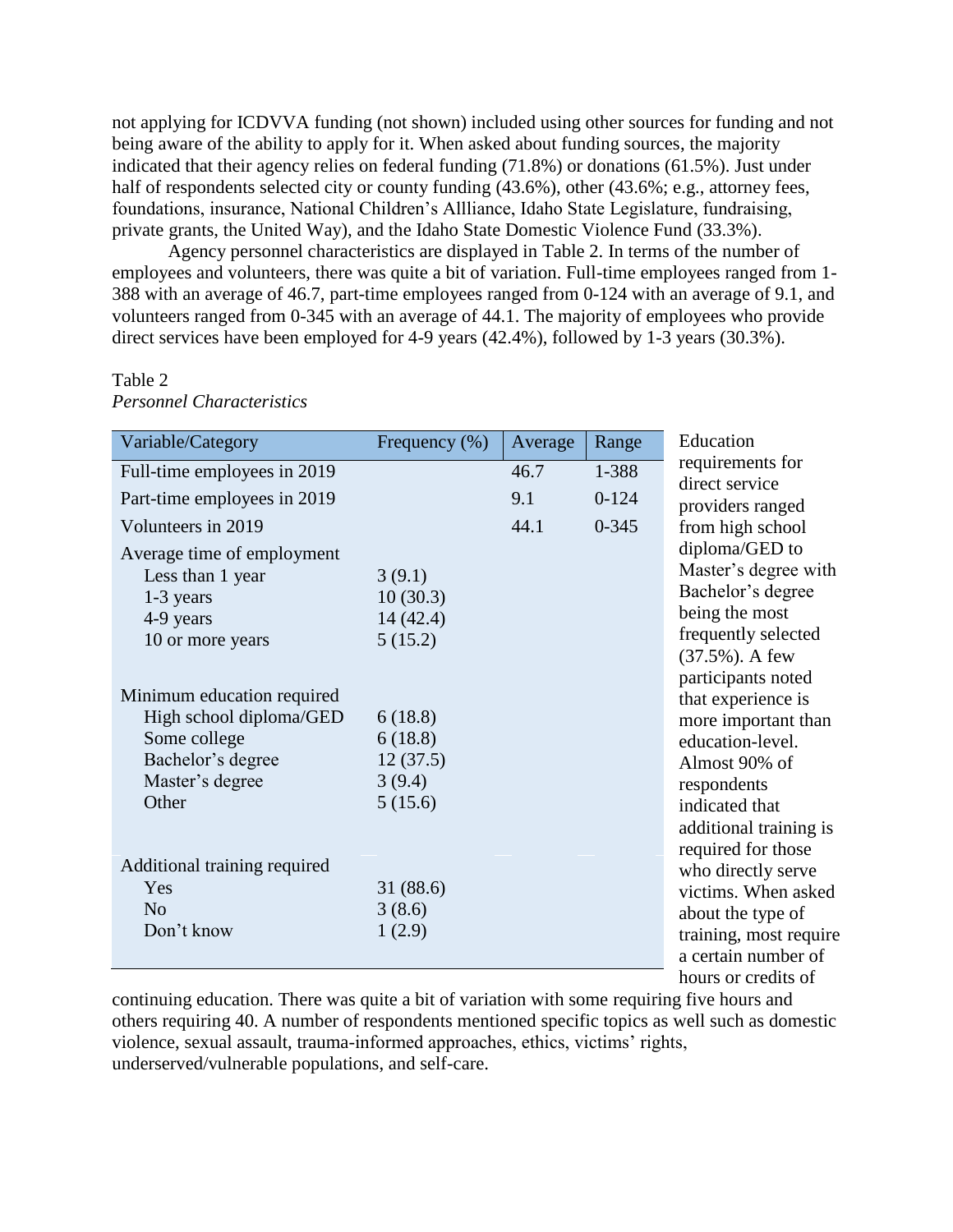not applying for ICDVVA funding (not shown) included using other sources for funding and not being aware of the ability to apply for it. When asked about funding sources, the majority indicated that their agency relies on federal funding (71.8%) or donations (61.5%). Just under half of respondents selected city or county funding (43.6%), other (43.6%; e.g., attorney fees, foundations, insurance, National Children's Allliance, Idaho State Legislature, fundraising, private grants, the United Way), and the Idaho State Domestic Violence Fund (33.3%).

Agency personnel characteristics are displayed in Table 2. In terms of the number of employees and volunteers, there was quite a bit of variation. Full-time employees ranged from 1-388 with an average of 46.7, part-time employees ranged from 0-124 with an average of 9.1, and volunteers ranged from 0-345 with an average of 44.1. The majority of employees who provide direct services have been employed for 4-9 years (42.4%), followed by 1-3 years (30.3%).

Table 2
*Personnel Characteristics*

| Variable/Category | Frequency (%) | Average | Range |
|---|---|---|---|
| Full-time employees in 2019 | | 46.7 | 1-388 |
| Part-time employees in 2019 | | 9.1 | 0-124 |
| Volunteers in 2019 | | 44.1 | 0-345 |
| Average time of employment | | | |
| Less than 1 year | 3 (9.1) | | |
| 1-3 years | 10 (30.3) | | |
| 4-9 years | 14 (42.4) | | |
| 10 or more years | 5 (15.2) | | |
| Minimum education required | | | |
| High school diploma/GED | 6 (18.8) | | |
| Some college | 6 (18.8) | | |
| Bachelor's degree | 12 (37.5) | | |
| Master's degree | 3 (9.4) | | |
| Other | 5 (15.6) | | |
| Additional training required | | | |
| Yes | 31 (88.6) | | |
| No | 3 (8.6) | | |
| Don't know | 1 (2.9) | | |

Education requirements for direct service providers ranged from high school diploma/GED to Master's degree with Bachelor's degree being the most frequently selected (37.5%). A few participants noted that experience is more important than education-level. Almost 90% of respondents indicated that additional training is required for those who directly serve victims. When asked about the type of training, most require a certain number of hours or credits of continuing education. There was quite a bit of variation with some requiring five hours and others requiring 40. A number of respondents mentioned specific topics as well such as domestic violence, sexual assault, trauma-informed approaches, ethics, victims' rights, underserved/vulnerable populations, and self-care.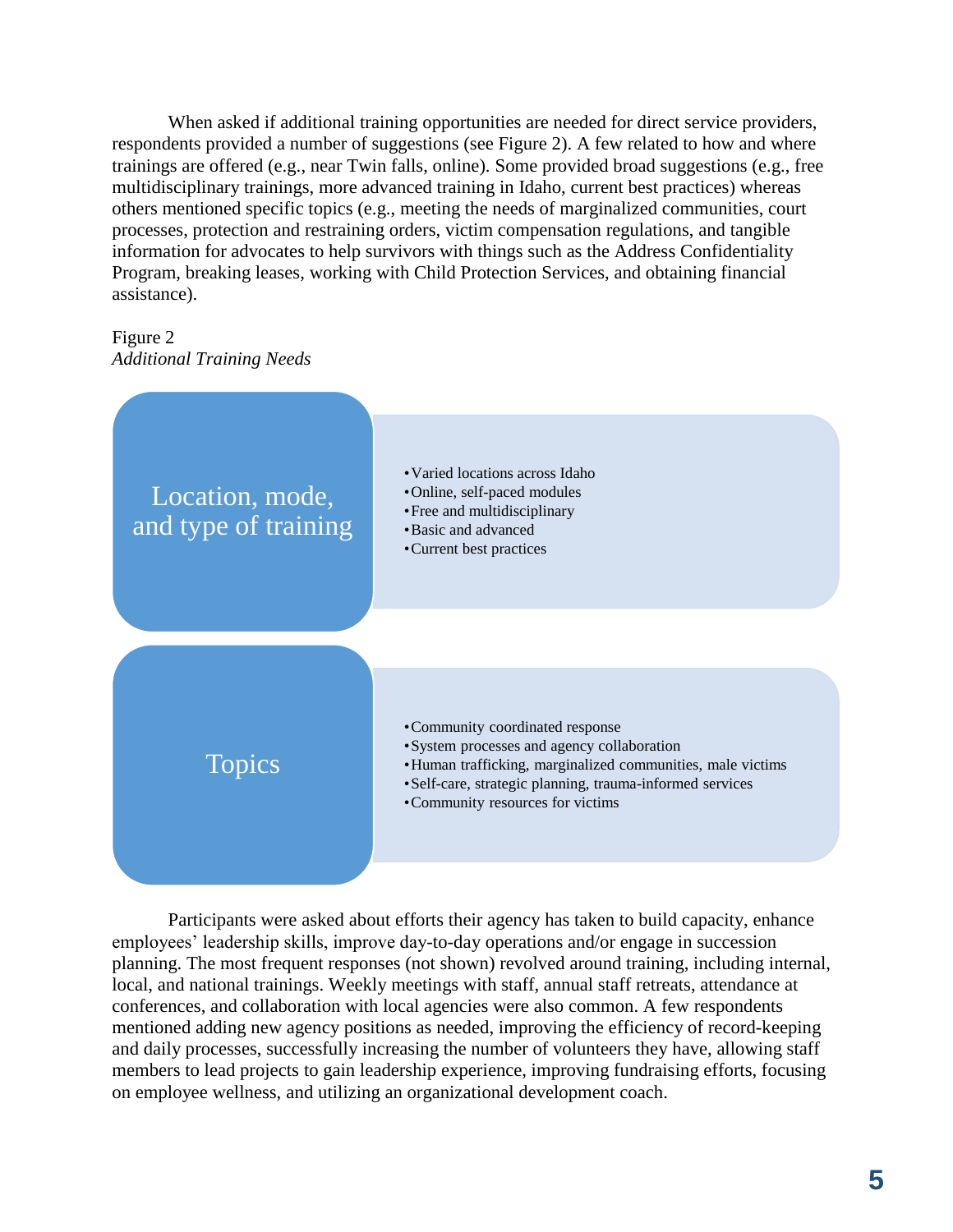When asked if additional training opportunities are needed for direct service providers, respondents provided a number of suggestions (see Figure 2). A few related to how and where trainings are offered (e.g., near Twin falls, online). Some provided broad suggestions (e.g., free multidisciplinary trainings, more advanced training in Idaho, current best practices) whereas others mentioned specific topics (e.g., meeting the needs of marginalized communities, court processes, protection and restraining orders, victim compensation regulations, and tangible information for advocates to help survivors with things such as the Address Confidentiality Program, breaking leases, working with Child Protection Services, and obtaining financial assistance).

Figure 2
*Additional Training Needs*

| | |
|---|---|
| Location, mode, and type of training | • Varied locations across Idaho<br>• Online, self-paced modules<br>• Free and multidisciplinary<br>• Basic and advanced<br>• Current best practices |
| Topics | • Community coordinated response<br>• System processes and agency collaboration<br>• Human trafficking, marginalized communities, male victims<br>• Self-care, strategic planning, trauma-informed services<br>• Community resources for victims |

Participants were asked about efforts their agency has taken to build capacity, enhance employees' leadership skills, improve day-to-day operations and/or engage in succession planning. The most frequent responses (not shown) revolved around training, including internal, local, and national trainings. Weekly meetings with staff, annual staff retreats, attendance at conferences, and collaboration with local agencies were also common. A few respondents mentioned adding new agency positions as needed, improving the efficiency of record-keeping and daily processes, successfully increasing the number of volunteers they have, allowing staff members to lead projects to gain leadership experience, improving fundraising efforts, focusing on employee wellness, and utilizing an organizational development coach.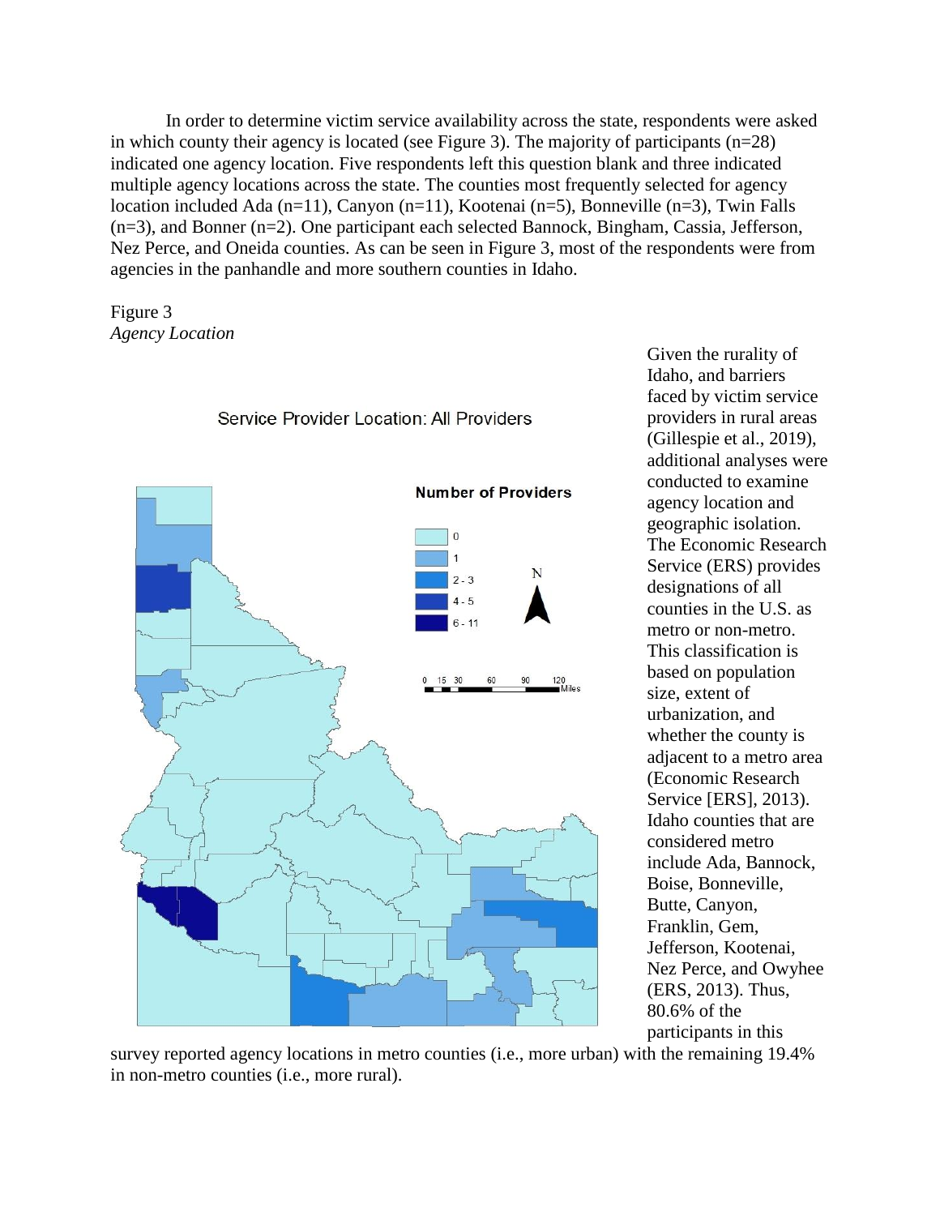In order to determine victim service availability across the state, respondents were asked in which county their agency is located (see Figure 3). The majority of participants (n=28) indicated one agency location. Five respondents left this question blank and three indicated multiple agency locations across the state. The counties most frequently selected for agency location included Ada (n=11), Canyon (n=11), Kootenai (n=5), Bonneville (n=3), Twin Falls (n=3), and Bonner (n=2). One participant each selected Bannock, Bingham, Cassia, Jefferson, Nez Perce, and Oneida counties. As can be seen in Figure 3, most of the respondents were from agencies in the panhandle and more southern counties in Idaho.

Figure 3
*Agency Location*

Service Provider Location: All Providers

Number of Providers: 0; 1; 2 - 3; 4 - 5; 6 - 11

Given the rurality of Idaho, and barriers faced by victim service providers in rural areas (Gillespie et al., 2019), additional analyses were conducted to examine agency location and geographic isolation. The Economic Research Service (ERS) provides designations of all counties in the U.S. as metro or non-metro. This classification is based on population size, extent of urbanization, and whether the county is adjacent to a metro area (Economic Research Service [ERS], 2013). Idaho counties that are considered metro include Ada, Bannock, Boise, Bonneville, Butte, Canyon, Franklin, Gem, Jefferson, Kootenai, Nez Perce, and Owyhee (ERS, 2013). Thus, 80.6% of the participants in this survey reported agency locations in metro counties (i.e., more urban) with the remaining 19.4% in non-metro counties (i.e., more rural).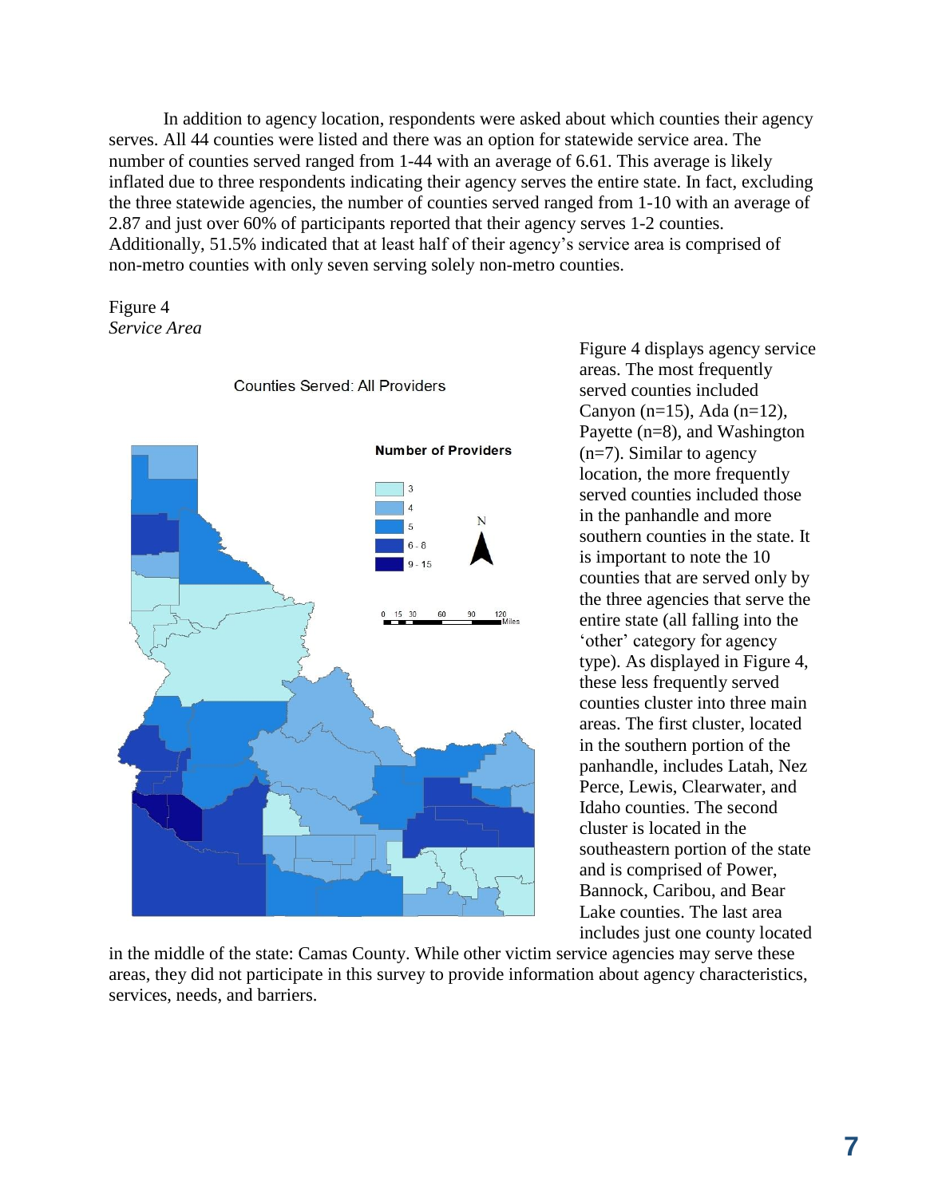In addition to agency location, respondents were asked about which counties their agency serves. All 44 counties were listed and there was an option for statewide service area. The number of counties served ranged from 1-44 with an average of 6.61. This average is likely inflated due to three respondents indicating their agency serves the entire state. In fact, excluding the three statewide agencies, the number of counties served ranged from 1-10 with an average of 2.87 and just over 60% of participants reported that their agency serves 1-2 counties. Additionally, 51.5% indicated that at least half of their agency's service area is comprised of non-metro counties with only seven serving solely non-metro counties.

Figure 4
*Service Area*

Figure 4 displays agency service areas. The most frequently served counties included Canyon (n=15), Ada (n=12), Payette (n=8), and Washington (n=7). Similar to agency location, the more frequently served counties included those in the panhandle and more southern counties in the state. It is important to note the 10 counties that are served only by the three agencies that serve the entire state (all falling into the 'other' category for agency type). As displayed in Figure 4, these less frequently served counties cluster into three main areas. The first cluster, located in the southern portion of the panhandle, includes Latah, Nez Perce, Lewis, Clearwater, and Idaho counties. The second cluster is located in the southeastern portion of the state and is comprised of Power, Bannock, Caribou, and Bear Lake counties. The last area includes just one county located in the middle of the state: Camas County. While other victim service agencies may serve these areas, they did not participate in this survey to provide information about agency characteristics, services, needs, and barriers.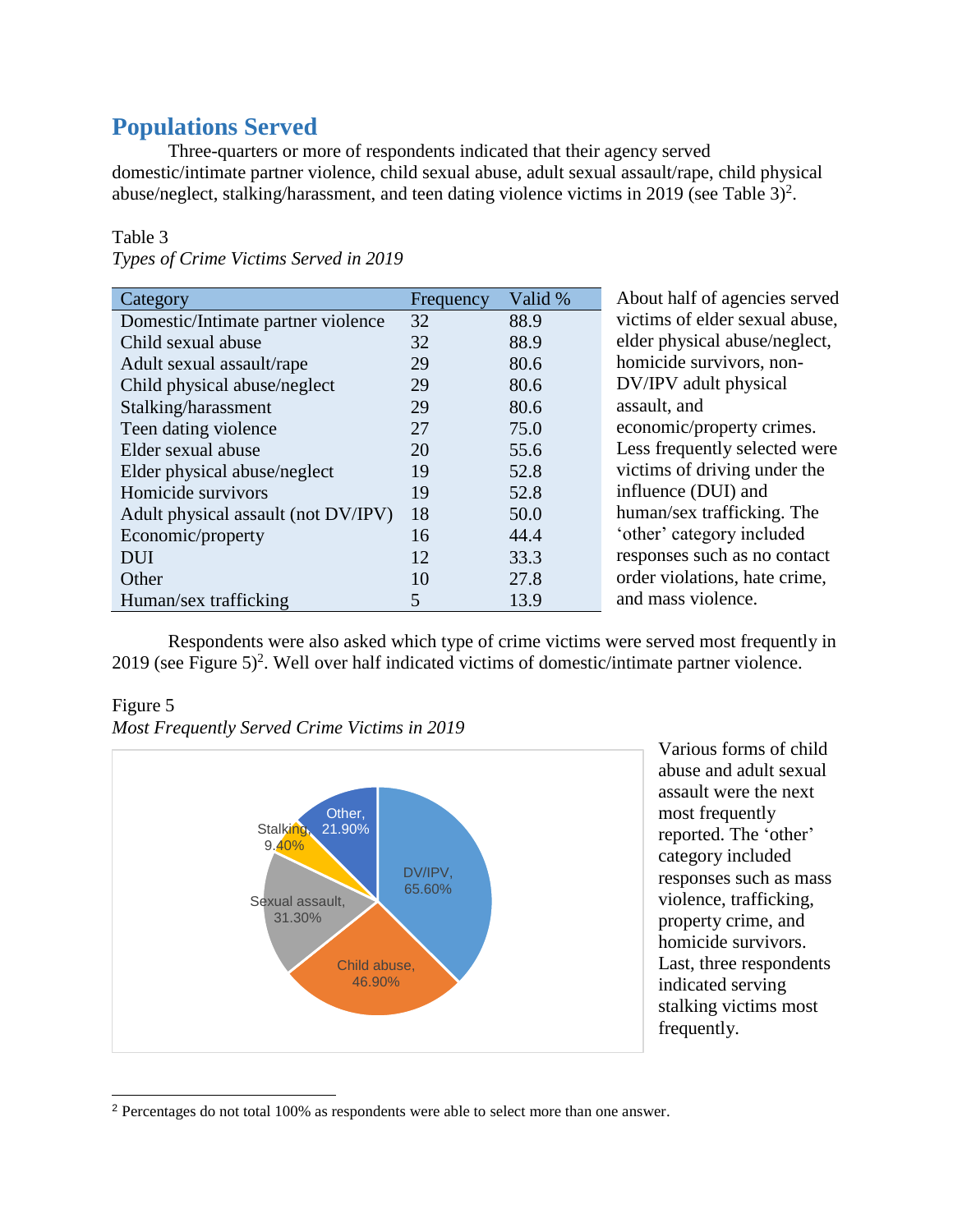## Populations Served

Three-quarters or more of respondents indicated that their agency served domestic/intimate partner violence, child sexual abuse, adult sexual assault/rape, child physical abuse/neglect, stalking/harassment, and teen dating violence victims in 2019 (see Table 3)[2].

Table 3

*Types of Crime Victims Served in 2019*

| Category | Frequency | Valid % |
|---|---|---|
| Domestic/Intimate partner violence | 32 | 88.9 |
| Child sexual abuse | 32 | 88.9 |
| Adult sexual assault/rape | 29 | 80.6 |
| Child physical abuse/neglect | 29 | 80.6 |
| Stalking/harassment | 29 | 80.6 |
| Teen dating violence | 27 | 75.0 |
| Elder sexual abuse | 20 | 55.6 |
| Elder physical abuse/neglect | 19 | 52.8 |
| Homicide survivors | 19 | 52.8 |
| Adult physical assault (not DV/IPV) | 18 | 50.0 |
| Economic/property | 16 | 44.4 |
| DUI | 12 | 33.3 |
| Other | 10 | 27.8 |
| Human/sex trafficking | 5 | 13.9 |

About half of agencies served victims of elder sexual abuse, elder physical abuse/neglect, homicide survivors, non-DV/IPV adult physical assault, and economic/property crimes. Less frequently selected were victims of driving under the influence (DUI) and human/sex trafficking. The 'other' category included responses such as no contact order violations, hate crime, and mass violence.

Respondents were also asked which type of crime victims were served most frequently in 2019 (see Figure 5)[2]. Well over half indicated victims of domestic/intimate partner violence.

Figure 5

*Most Frequently Served Crime Victims in 2019*

DV/IPV, 65.60%
Child abuse, 46.90%
Sexual assault, 31.30%
Stalking, 9.40%
Other, 21.90%

Various forms of child abuse and adult sexual assault were the next most frequently reported. The 'other' category included responses such as mass violence, trafficking, property crime, and homicide survivors. Last, three respondents indicated serving stalking victims most frequently.

[2] Percentages do not total 100% as respondents were able to select more than one answer.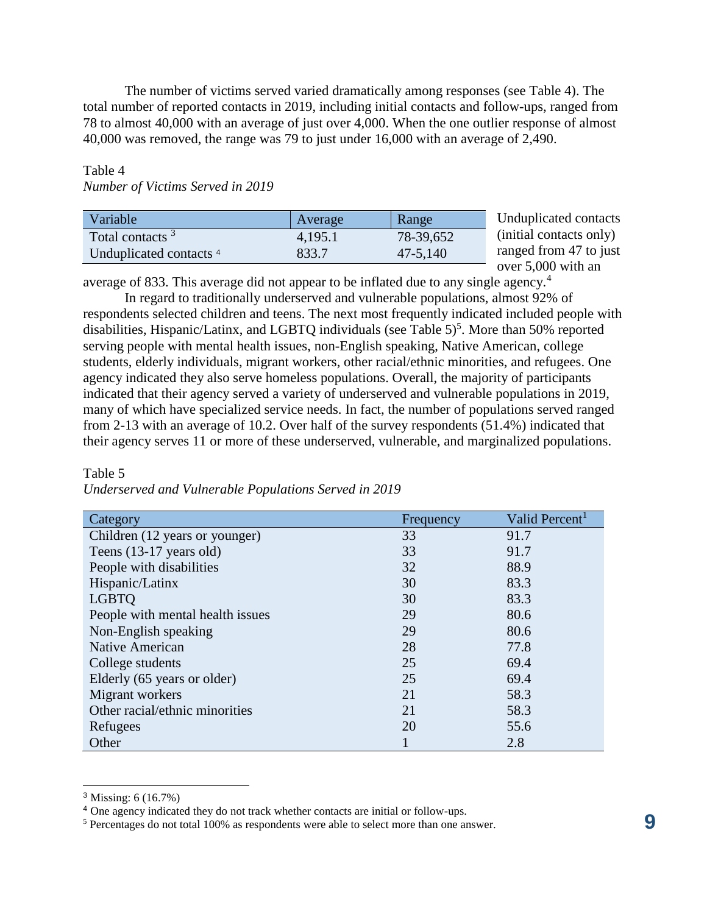The number of victims served varied dramatically among responses (see Table 4). The total number of reported contacts in 2019, including initial contacts and follow-ups, ranged from 78 to almost 40,000 with an average of just over 4,000. When the one outlier response of almost 40,000 was removed, the range was 79 to just under 16,000 with an average of 2,490.

Table 4

*Number of Victims Served in 2019*

| Variable | Average | Range |
|---|---|---|
| Total contacts [3] | 4,195.1 | 78-39,652 |
| Unduplicated contacts [4] | 833.7 | 47-5,140 |

Unduplicated contacts (initial contacts only) ranged from 47 to just over 5,000 with an average of 833. This average did not appear to be inflated due to any single agency.[4]

In regard to traditionally underserved and vulnerable populations, almost 92% of respondents selected children and teens. The next most frequently indicated included people with disabilities, Hispanic/Latinx, and LGBTQ individuals (see Table 5)[5]. More than 50% reported serving people with mental health issues, non-English speaking, Native American, college students, elderly individuals, migrant workers, other racial/ethnic minorities, and refugees. One agency indicated they also serve homeless populations. Overall, the majority of participants indicated that their agency served a variety of underserved and vulnerable populations in 2019, many of which have specialized service needs. In fact, the number of populations served ranged from 2-13 with an average of 10.2. Over half of the survey respondents (51.4%) indicated that their agency serves 11 or more of these underserved, vulnerable, and marginalized populations.

Table 5

*Underserved and Vulnerable Populations Served in 2019*

| Category | Frequency | Valid Percent[1] |
|---|---|---|
| Children (12 years or younger) | 33 | 91.7 |
| Teens (13-17 years old) | 33 | 91.7 |
| People with disabilities | 32 | 88.9 |
| Hispanic/Latinx | 30 | 83.3 |
| LGBTQ | 30 | 83.3 |
| People with mental health issues | 29 | 80.6 |
| Non-English speaking | 29 | 80.6 |
| Native American | 28 | 77.8 |
| College students | 25 | 69.4 |
| Elderly (65 years or older) | 25 | 69.4 |
| Migrant workers | 21 | 58.3 |
| Other racial/ethnic minorities | 21 | 58.3 |
| Refugees | 20 | 55.6 |
| Other | 1 | 2.8 |

[3] Missing: 6 (16.7%)

[4] One agency indicated they do not track whether contacts are initial or follow-ups.

[5] Percentages do not total 100% as respondents were able to select more than one answer.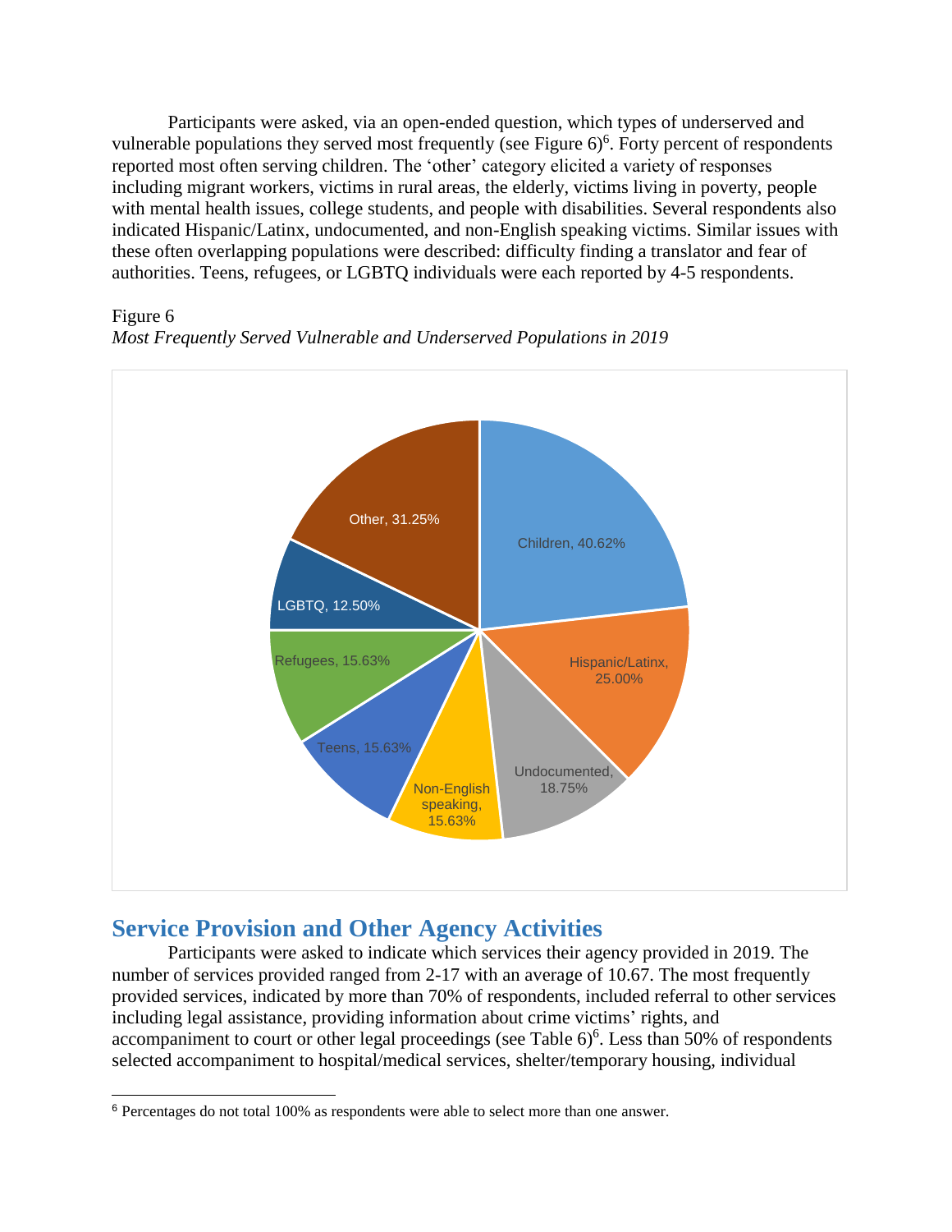Participants were asked, via an open-ended question, which types of underserved and vulnerable populations they served most frequently (see Figure 6)[6]. Forty percent of respondents reported most often serving children. The 'other' category elicited a variety of responses including migrant workers, victims in rural areas, the elderly, victims living in poverty, people with mental health issues, college students, and people with disabilities. Several respondents also indicated Hispanic/Latinx, undocumented, and non-English speaking victims. Similar issues with these often overlapping populations were described: difficulty finding a translator and fear of authorities. Teens, refugees, or LGBTQ individuals were each reported by 4-5 respondents.

Figure 6

*Most Frequently Served Vulnerable and Underserved Populations in 2019*

| Population | Percentage |
| --- | --- |
| Children | 40.62% |
| Hispanic/Latinx | 25.00% |
| Undocumented | 18.75% |
| Non-English speaking | 15.63% |
| Teens | 15.63% |
| Refugees | 15.63% |
| LGBTQ | 12.50% |
| Other | 31.25% |

## Service Provision and Other Agency Activities

Participants were asked to indicate which services their agency provided in 2019. The number of services provided ranged from 2-17 with an average of 10.67. The most frequently provided services, indicated by more than 70% of respondents, included referral to other services including legal assistance, providing information about crime victims' rights, and accompaniment to court or other legal proceedings (see Table 6)[6]. Less than 50% of respondents selected accompaniment to hospital/medical services, shelter/temporary housing, individual

---

[6] Percentages do not total 100% as respondents were able to select more than one answer.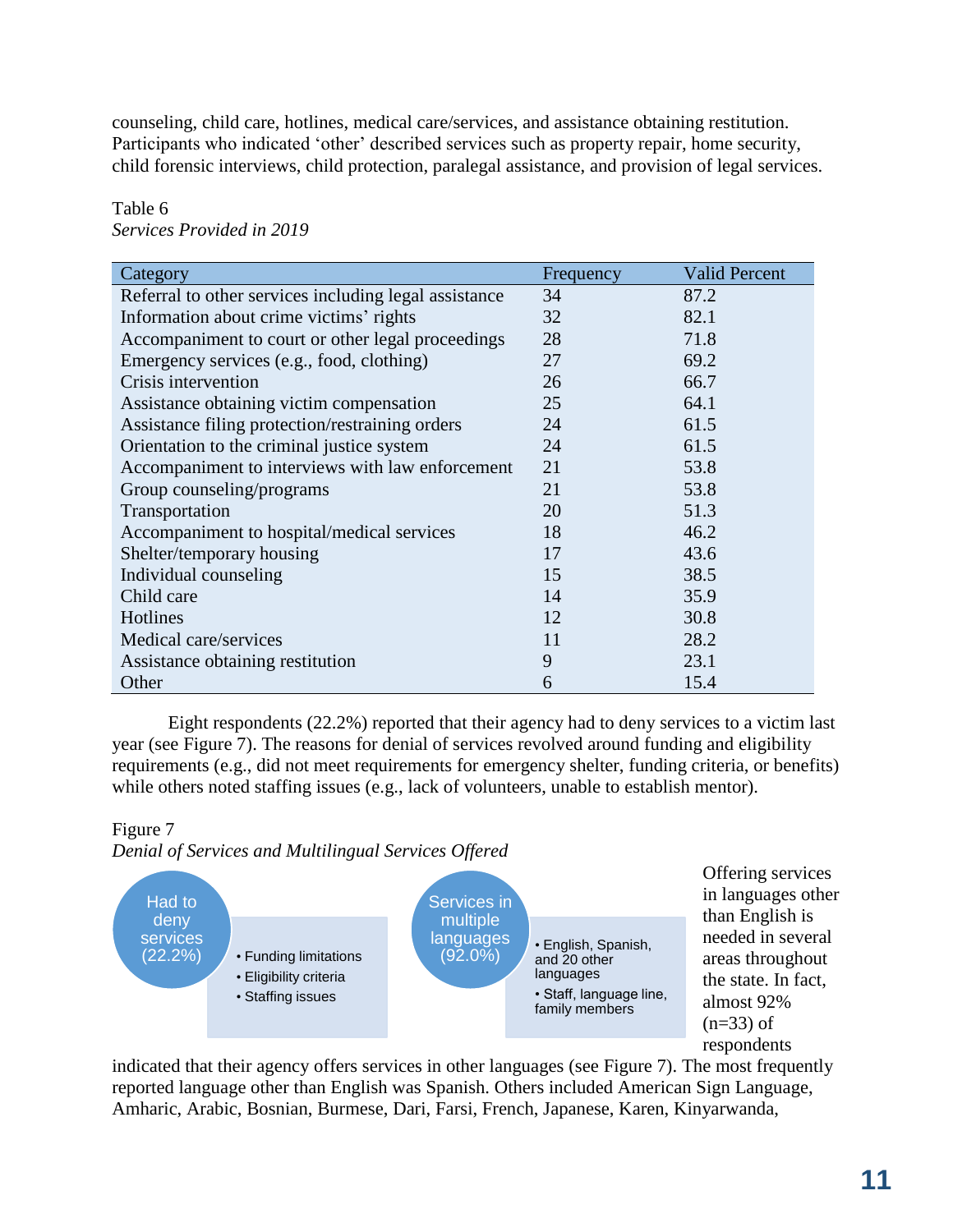counseling, child care, hotlines, medical care/services, and assistance obtaining restitution. Participants who indicated 'other' described services such as property repair, home security, child forensic interviews, child protection, paralegal assistance, and provision of legal services.

Table 6
*Services Provided in 2019*

| Category | Frequency | Valid Percent |
|---|---|---|
| Referral to other services including legal assistance | 34 | 87.2 |
| Information about crime victims' rights | 32 | 82.1 |
| Accompaniment to court or other legal proceedings | 28 | 71.8 |
| Emergency services (e.g., food, clothing) | 27 | 69.2 |
| Crisis intervention | 26 | 66.7 |
| Assistance obtaining victim compensation | 25 | 64.1 |
| Assistance filing protection/restraining orders | 24 | 61.5 |
| Orientation to the criminal justice system | 24 | 61.5 |
| Accompaniment to interviews with law enforcement | 21 | 53.8 |
| Group counseling/programs | 21 | 53.8 |
| Transportation | 20 | 51.3 |
| Accompaniment to hospital/medical services | 18 | 46.2 |
| Shelter/temporary housing | 17 | 43.6 |
| Individual counseling | 15 | 38.5 |
| Child care | 14 | 35.9 |
| Hotlines | 12 | 30.8 |
| Medical care/services | 11 | 28.2 |
| Assistance obtaining restitution | 9 | 23.1 |
| Other | 6 | 15.4 |

Eight respondents (22.2%) reported that their agency had to deny services to a victim last year (see Figure 7). The reasons for denial of services revolved around funding and eligibility requirements (e.g., did not meet requirements for emergency shelter, funding criteria, or benefits) while others noted staffing issues (e.g., lack of volunteers, unable to establish mentor).

Figure 7
*Denial of Services and Multilingual Services Offered*

Had to deny services (22.2%)
- Funding limitations
- Eligibility criteria
- Staffing issues

Services in multiple languages (92.0%)
- English, Spanish, and 20 other languages
- Staff, language line, family members

Offering services in languages other than English is needed in several areas throughout the state. In fact, almost 92% (n=33) of respondents indicated that their agency offers services in other languages (see Figure 7). The most frequently reported language other than English was Spanish. Others included American Sign Language, Amharic, Arabic, Bosnian, Burmese, Dari, Farsi, French, Japanese, Karen, Kinyarwanda,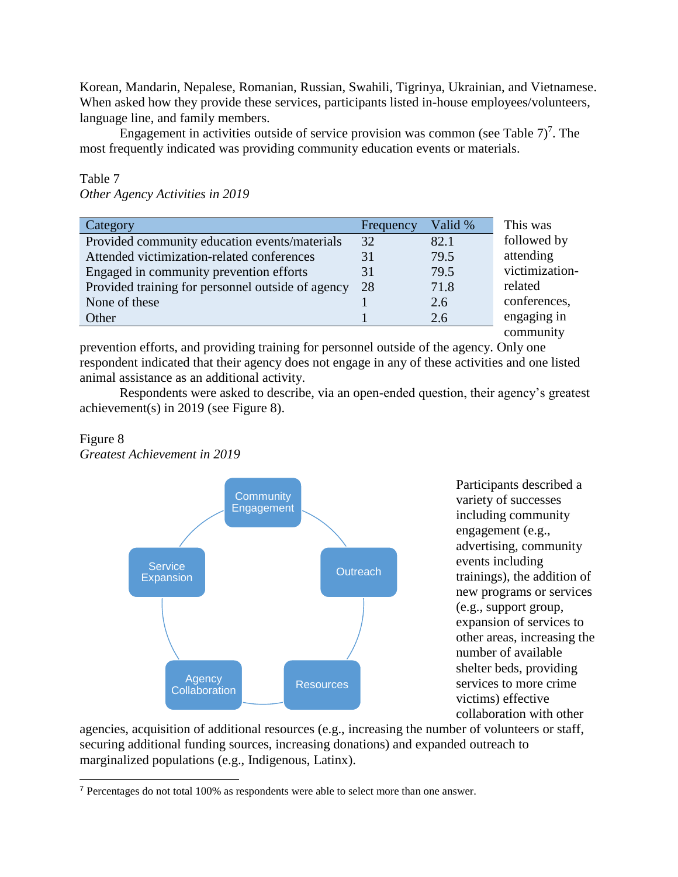Korean, Mandarin, Nepalese, Romanian, Russian, Swahili, Tigrinya, Ukrainian, and Vietnamese. When asked how they provide these services, participants listed in-house employees/volunteers, language line, and family members.

Engagement in activities outside of service provision was common (see Table 7)[7]. The most frequently indicated was providing community education events or materials.

Table 7
*Other Agency Activities in 2019*

| Category | Frequency | Valid % |
|---|---|---|
| Provided community education events/materials | 32 | 82.1 |
| Attended victimization-related conferences | 31 | 79.5 |
| Engaged in community prevention efforts | 31 | 79.5 |
| Provided training for personnel outside of agency | 28 | 71.8 |
| None of these | 1 | 2.6 |
| Other | 1 | 2.6 |

This was followed by attending victimization-related conferences, engaging in community prevention efforts, and providing training for personnel outside of the agency. Only one respondent indicated that their agency does not engage in any of these activities and one listed animal assistance as an additional activity.

Respondents were asked to describe, via an open-ended question, their agency's greatest achievement(s) in 2019 (see Figure 8).

Figure 8
*Greatest Achievement in 2019*

Community Engagement, Outreach, Resources, Agency Collaboration, Service Expansion

Participants described a variety of successes including community engagement (e.g., advertising, community events including trainings), the addition of new programs or services (e.g., support group, expansion of services to other areas, increasing the number of available shelter beds, providing services to more crime victims) effective collaboration with other agencies, acquisition of additional resources (e.g., increasing the number of volunteers or staff, securing additional funding sources, increasing donations) and expanded outreach to marginalized populations (e.g., Indigenous, Latinx).

[7] Percentages do not total 100% as respondents were able to select more than one answer.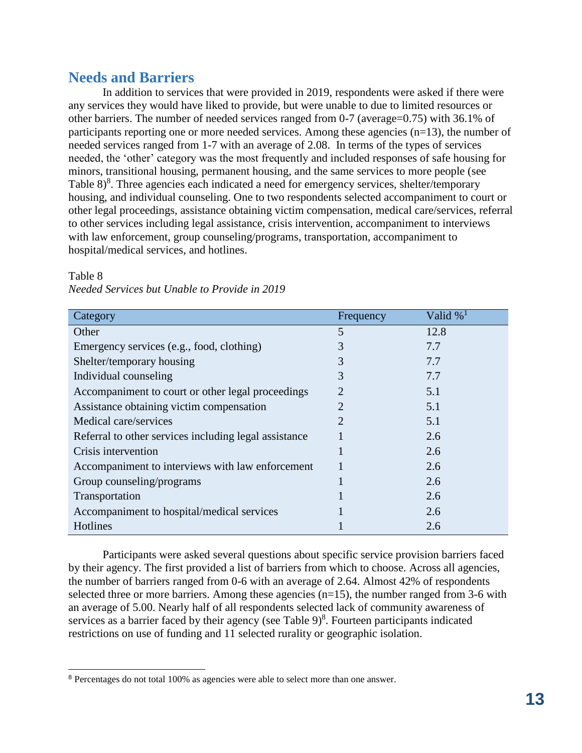## Needs and Barriers

In addition to services that were provided in 2019, respondents were asked if there were any services they would have liked to provide, but were unable to due to limited resources or other barriers. The number of needed services ranged from 0-7 (average=0.75) with 36.1% of participants reporting one or more needed services. Among these agencies (n=13), the number of needed services ranged from 1-7 with an average of 2.08. In terms of the types of services needed, the 'other' category was the most frequently and included responses of safe housing for minors, transitional housing, permanent housing, and the same services to more people (see Table 8)[8]. Three agencies each indicated a need for emergency services, shelter/temporary housing, and individual counseling. One to two respondents selected accompaniment to court or other legal proceedings, assistance obtaining victim compensation, medical care/services, referral to other services including legal assistance, crisis intervention, accompaniment to interviews with law enforcement, group counseling/programs, transportation, accompaniment to hospital/medical services, and hotlines.

Table 8

*Needed Services but Unable to Provide in 2019*

| Category | Frequency | Valid %[1] |
|---|---|---|
| Other | 5 | 12.8 |
| Emergency services (e.g., food, clothing) | 3 | 7.7 |
| Shelter/temporary housing | 3 | 7.7 |
| Individual counseling | 3 | 7.7 |
| Accompaniment to court or other legal proceedings | 2 | 5.1 |
| Assistance obtaining victim compensation | 2 | 5.1 |
| Medical care/services | 2 | 5.1 |
| Referral to other services including legal assistance | 1 | 2.6 |
| Crisis intervention | 1 | 2.6 |
| Accompaniment to interviews with law enforcement | 1 | 2.6 |
| Group counseling/programs | 1 | 2.6 |
| Transportation | 1 | 2.6 |
| Accompaniment to hospital/medical services | 1 | 2.6 |
| Hotlines | 1 | 2.6 |

Participants were asked several questions about specific service provision barriers faced by their agency. The first provided a list of barriers from which to choose. Across all agencies, the number of barriers ranged from 0-6 with an average of 2.64. Almost 42% of respondents selected three or more barriers. Among these agencies (n=15), the number ranged from 3-6 with an average of 5.00. Nearly half of all respondents selected lack of community awareness of services as a barrier faced by their agency (see Table 9)[8]. Fourteen participants indicated restrictions on use of funding and 11 selected rurality or geographic isolation.

---

[8] Percentages do not total 100% as agencies were able to select more than one answer.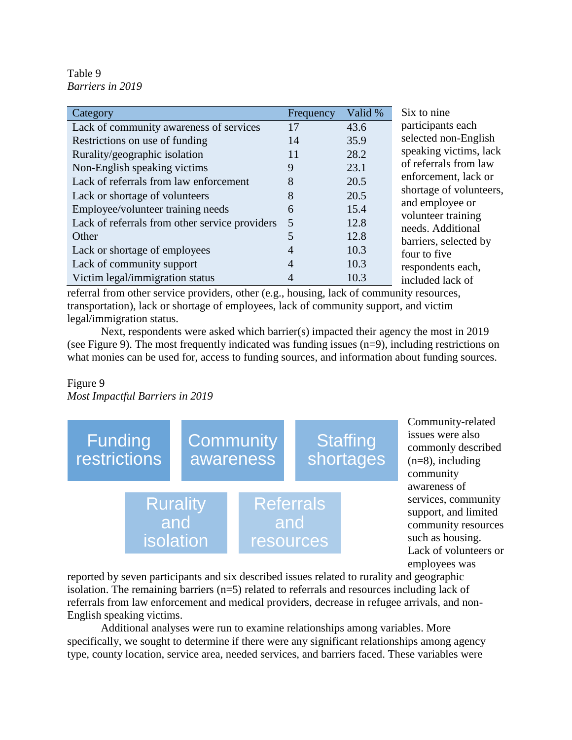Table 9

*Barriers in 2019*

| Category | Frequency | Valid % |
|---|---|---|
| Lack of community awareness of services | 17 | 43.6 |
| Restrictions on use of funding | 14 | 35.9 |
| Rurality/geographic isolation | 11 | 28.2 |
| Non-English speaking victims | 9 | 23.1 |
| Lack of referrals from law enforcement | 8 | 20.5 |
| Lack or shortage of volunteers | 8 | 20.5 |
| Employee/volunteer training needs | 6 | 15.4 |
| Lack of referrals from other service providers | 5 | 12.8 |
| Other | 5 | 12.8 |
| Lack or shortage of employees | 4 | 10.3 |
| Lack of community support | 4 | 10.3 |
| Victim legal/immigration status | 4 | 10.3 |

Six to nine participants each selected non-English speaking victims, lack of referrals from law enforcement, lack or shortage of volunteers, and employee or volunteer training needs. Additional barriers, selected by four to five respondents each, included lack of referral from other service providers, other (e.g., housing, lack of community resources, transportation), lack or shortage of employees, lack of community support, and victim legal/immigration status.

Next, respondents were asked which barrier(s) impacted their agency the most in 2019 (see Figure 9). The most frequently indicated was funding issues (n=9), including restrictions on what monies can be used for, access to funding sources, and information about funding sources.

Figure 9

*Most Impactful Barriers in 2019*

Funding restrictions | Community awareness | Staffing shortages | Rurality and isolation | Referrals and resources

Community-related issues were also commonly described (n=8), including community awareness of services, community support, and limited community resources such as housing. Lack of volunteers or employees was reported by seven participants and six described issues related to rurality and geographic isolation. The remaining barriers (n=5) related to referrals and resources including lack of referrals from law enforcement and medical providers, decrease in refugee arrivals, and non-English speaking victims.

Additional analyses were run to examine relationships among variables. More specifically, we sought to determine if there were any significant relationships among agency type, county location, service area, needed services, and barriers faced. These variables were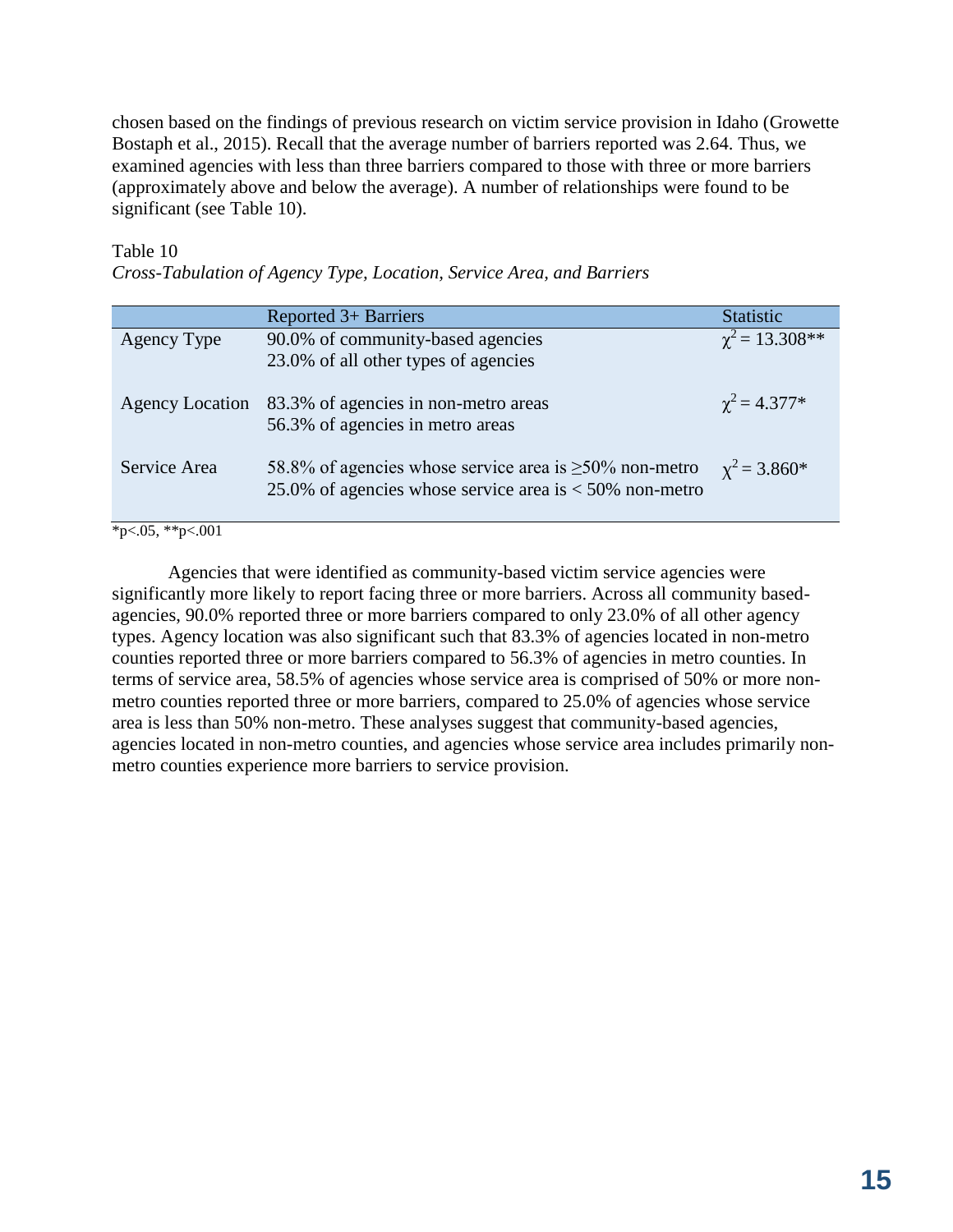chosen based on the findings of previous research on victim service provision in Idaho (Growette Bostaph et al., 2015). Recall that the average number of barriers reported was 2.64. Thus, we examined agencies with less than three barriers compared to those with three or more barriers (approximately above and below the average). A number of relationships were found to be significant (see Table 10).

Table 10

*Cross-Tabulation of Agency Type, Location, Service Area, and Barriers*

| | Reported 3+ Barriers | Statistic |
|---|---|---|
| Agency Type | 90.0% of community-based agencies<br>23.0% of all other types of agencies | $\chi^2 = 13.308$** |
| Agency Location | 83.3% of agencies in non-metro areas<br>56.3% of agencies in metro areas | $\chi^2 = 4.377$* |
| Service Area | 58.8% of agencies whose service area is ≥50% non-metro<br>25.0% of agencies whose service area is < 50% non-metro | $\chi^2 = 3.860$* |

*p<.05, **p<.001

Agencies that were identified as community-based victim service agencies were significantly more likely to report facing three or more barriers. Across all community based-agencies, 90.0% reported three or more barriers compared to only 23.0% of all other agency types. Agency location was also significant such that 83.3% of agencies located in non-metro counties reported three or more barriers compared to 56.3% of agencies in metro counties. In terms of service area, 58.5% of agencies whose service area is comprised of 50% or more non-metro counties reported three or more barriers, compared to 25.0% of agencies whose service area is less than 50% non-metro. These analyses suggest that community-based agencies, agencies located in non-metro counties, and agencies whose service area includes primarily non-metro counties experience more barriers to service provision.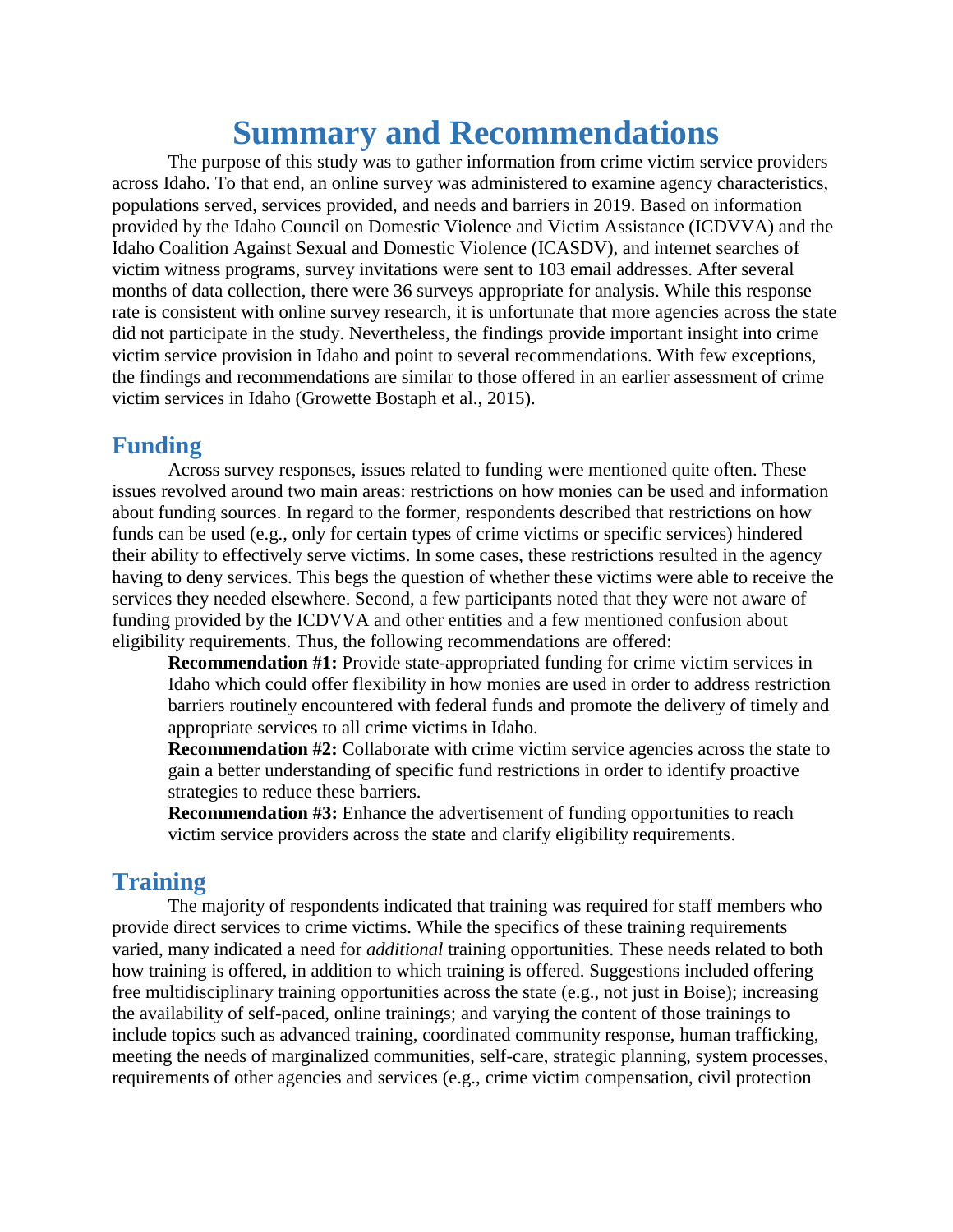# Summary and Recommendations

The purpose of this study was to gather information from crime victim service providers across Idaho. To that end, an online survey was administered to examine agency characteristics, populations served, services provided, and needs and barriers in 2019. Based on information provided by the Idaho Council on Domestic Violence and Victim Assistance (ICDVVA) and the Idaho Coalition Against Sexual and Domestic Violence (ICASDV), and internet searches of victim witness programs, survey invitations were sent to 103 email addresses. After several months of data collection, there were 36 surveys appropriate for analysis. While this response rate is consistent with online survey research, it is unfortunate that more agencies across the state did not participate in the study. Nevertheless, the findings provide important insight into crime victim service provision in Idaho and point to several recommendations. With few exceptions, the findings and recommendations are similar to those offered in an earlier assessment of crime victim services in Idaho (Growette Bostaph et al., 2015).

## Funding

Across survey responses, issues related to funding were mentioned quite often. These issues revolved around two main areas: restrictions on how monies can be used and information about funding sources. In regard to the former, respondents described that restrictions on how funds can be used (e.g., only for certain types of crime victims or specific services) hindered their ability to effectively serve victims. In some cases, these restrictions resulted in the agency having to deny services. This begs the question of whether these victims were able to receive the services they needed elsewhere. Second, a few participants noted that they were not aware of funding provided by the ICDVVA and other entities and a few mentioned confusion about eligibility requirements. Thus, the following recommendations are offered:

**Recommendation #1:** Provide state-appropriated funding for crime victim services in Idaho which could offer flexibility in how monies are used in order to address restriction barriers routinely encountered with federal funds and promote the delivery of timely and appropriate services to all crime victims in Idaho.

**Recommendation #2:** Collaborate with crime victim service agencies across the state to gain a better understanding of specific fund restrictions in order to identify proactive strategies to reduce these barriers.

**Recommendation #3:** Enhance the advertisement of funding opportunities to reach victim service providers across the state and clarify eligibility requirements.

## Training

The majority of respondents indicated that training was required for staff members who provide direct services to crime victims. While the specifics of these training requirements varied, many indicated a need for *additional* training opportunities. These needs related to both how training is offered, in addition to which training is offered. Suggestions included offering free multidisciplinary training opportunities across the state (e.g., not just in Boise); increasing the availability of self-paced, online trainings; and varying the content of those trainings to include topics such as advanced training, coordinated community response, human trafficking, meeting the needs of marginalized communities, self-care, strategic planning, system processes, requirements of other agencies and services (e.g., crime victim compensation, civil protection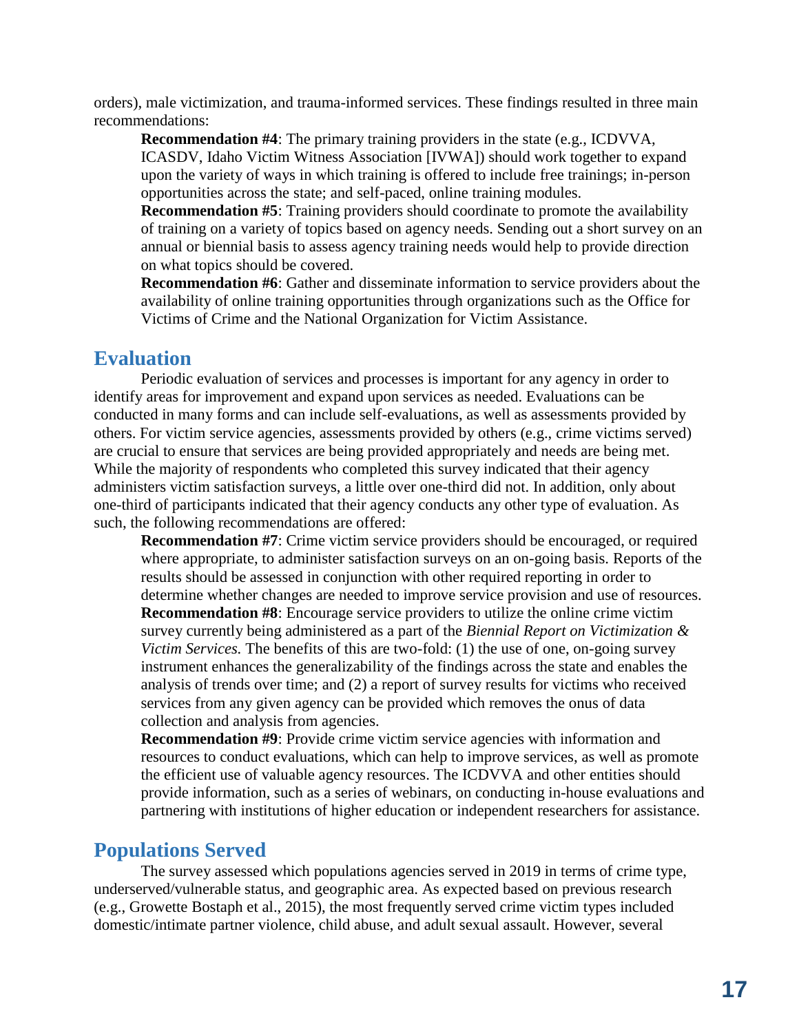orders), male victimization, and trauma-informed services. These findings resulted in three main recommendations:

**Recommendation #4**: The primary training providers in the state (e.g., ICDVVA, ICASDV, Idaho Victim Witness Association [IVWA]) should work together to expand upon the variety of ways in which training is offered to include free trainings; in-person opportunities across the state; and self-paced, online training modules.

**Recommendation #5**: Training providers should coordinate to promote the availability of training on a variety of topics based on agency needs. Sending out a short survey on an annual or biennial basis to assess agency training needs would help to provide direction on what topics should be covered.

**Recommendation #6**: Gather and disseminate information to service providers about the availability of online training opportunities through organizations such as the Office for Victims of Crime and the National Organization for Victim Assistance.

## Evaluation

Periodic evaluation of services and processes is important for any agency in order to identify areas for improvement and expand upon services as needed. Evaluations can be conducted in many forms and can include self-evaluations, as well as assessments provided by others. For victim service agencies, assessments provided by others (e.g., crime victims served) are crucial to ensure that services are being provided appropriately and needs are being met. While the majority of respondents who completed this survey indicated that their agency administers victim satisfaction surveys, a little over one-third did not. In addition, only about one-third of participants indicated that their agency conducts any other type of evaluation. As such, the following recommendations are offered:

**Recommendation #7**: Crime victim service providers should be encouraged, or required where appropriate, to administer satisfaction surveys on an on-going basis. Reports of the results should be assessed in conjunction with other required reporting in order to determine whether changes are needed to improve service provision and use of resources.

**Recommendation #8**: Encourage service providers to utilize the online crime victim survey currently being administered as a part of the *Biennial Report on Victimization & Victim Services.* The benefits of this are two-fold: (1) the use of one, on-going survey instrument enhances the generalizability of the findings across the state and enables the analysis of trends over time; and (2) a report of survey results for victims who received services from any given agency can be provided which removes the onus of data collection and analysis from agencies.

**Recommendation #9**: Provide crime victim service agencies with information and resources to conduct evaluations, which can help to improve services, as well as promote the efficient use of valuable agency resources. The ICDVVA and other entities should provide information, such as a series of webinars, on conducting in-house evaluations and partnering with institutions of higher education or independent researchers for assistance.

## Populations Served

The survey assessed which populations agencies served in 2019 in terms of crime type, underserved/vulnerable status, and geographic area. As expected based on previous research (e.g., Growette Bostaph et al., 2015), the most frequently served crime victim types included domestic/intimate partner violence, child abuse, and adult sexual assault. However, several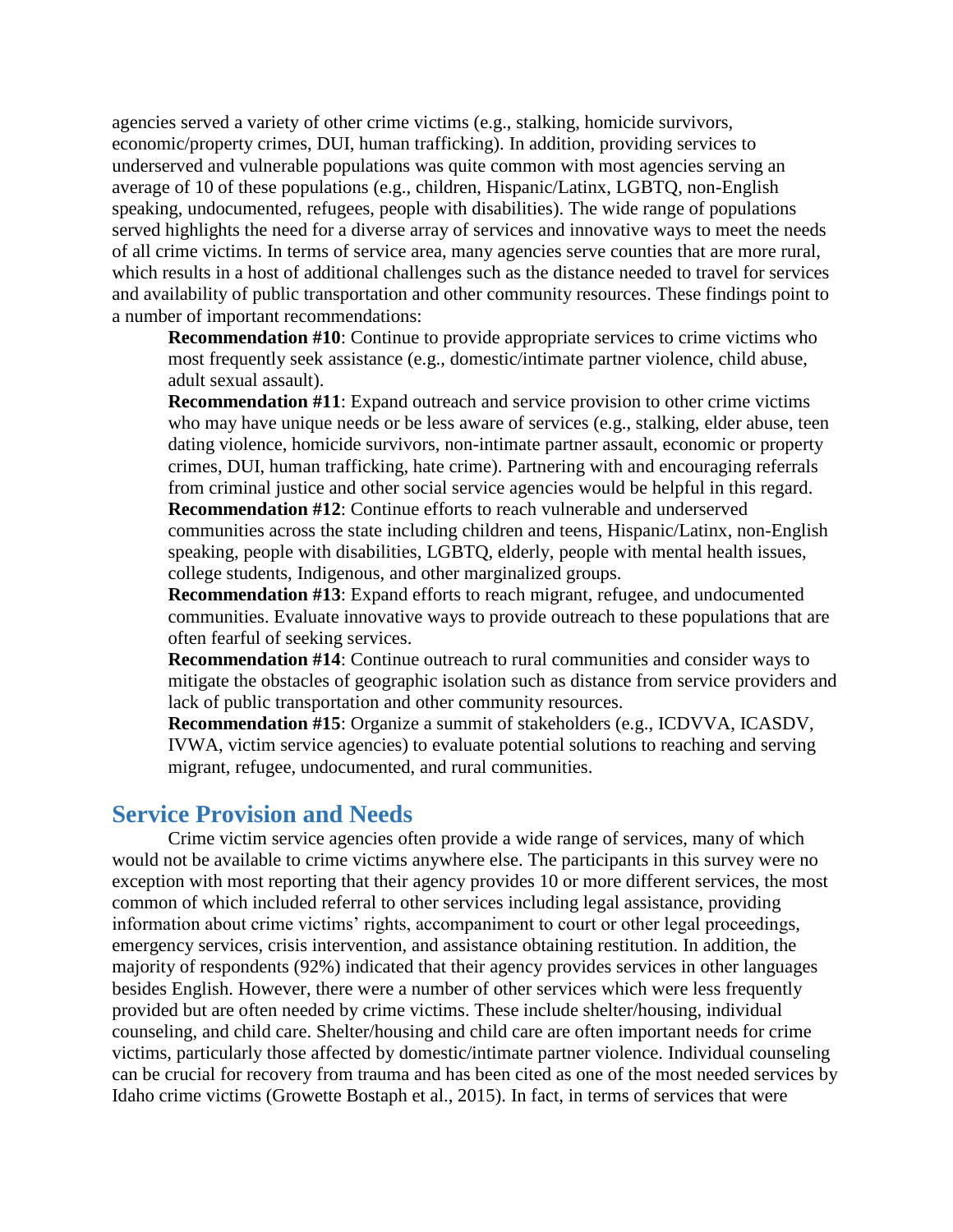agencies served a variety of other crime victims (e.g., stalking, homicide survivors, economic/property crimes, DUI, human trafficking). In addition, providing services to underserved and vulnerable populations was quite common with most agencies serving an average of 10 of these populations (e.g., children, Hispanic/Latinx, LGBTQ, non-English speaking, undocumented, refugees, people with disabilities). The wide range of populations served highlights the need for a diverse array of services and innovative ways to meet the needs of all crime victims. In terms of service area, many agencies serve counties that are more rural, which results in a host of additional challenges such as the distance needed to travel for services and availability of public transportation and other community resources. These findings point to a number of important recommendations:

**Recommendation #10**: Continue to provide appropriate services to crime victims who most frequently seek assistance (e.g., domestic/intimate partner violence, child abuse, adult sexual assault).

**Recommendation #11**: Expand outreach and service provision to other crime victims who may have unique needs or be less aware of services (e.g., stalking, elder abuse, teen dating violence, homicide survivors, non-intimate partner assault, economic or property crimes, DUI, human trafficking, hate crime). Partnering with and encouraging referrals from criminal justice and other social service agencies would be helpful in this regard.

**Recommendation #12**: Continue efforts to reach vulnerable and underserved communities across the state including children and teens, Hispanic/Latinx, non-English speaking, people with disabilities, LGBTQ, elderly, people with mental health issues, college students, Indigenous, and other marginalized groups.

**Recommendation #13**: Expand efforts to reach migrant, refugee, and undocumented communities. Evaluate innovative ways to provide outreach to these populations that are often fearful of seeking services.

**Recommendation #14**: Continue outreach to rural communities and consider ways to mitigate the obstacles of geographic isolation such as distance from service providers and lack of public transportation and other community resources.

**Recommendation #15**: Organize a summit of stakeholders (e.g., ICDVVA, ICASDV, IVWA, victim service agencies) to evaluate potential solutions to reaching and serving migrant, refugee, undocumented, and rural communities.

## Service Provision and Needs

Crime victim service agencies often provide a wide range of services, many of which would not be available to crime victims anywhere else. The participants in this survey were no exception with most reporting that their agency provides 10 or more different services, the most common of which included referral to other services including legal assistance, providing information about crime victims' rights, accompaniment to court or other legal proceedings, emergency services, crisis intervention, and assistance obtaining restitution. In addition, the majority of respondents (92%) indicated that their agency provides services in other languages besides English. However, there were a number of other services which were less frequently provided but are often needed by crime victims. These include shelter/housing, individual counseling, and child care. Shelter/housing and child care are often important needs for crime victims, particularly those affected by domestic/intimate partner violence. Individual counseling can be crucial for recovery from trauma and has been cited as one of the most needed services by Idaho crime victims (Growette Bostaph et al., 2015). In fact, in terms of services that were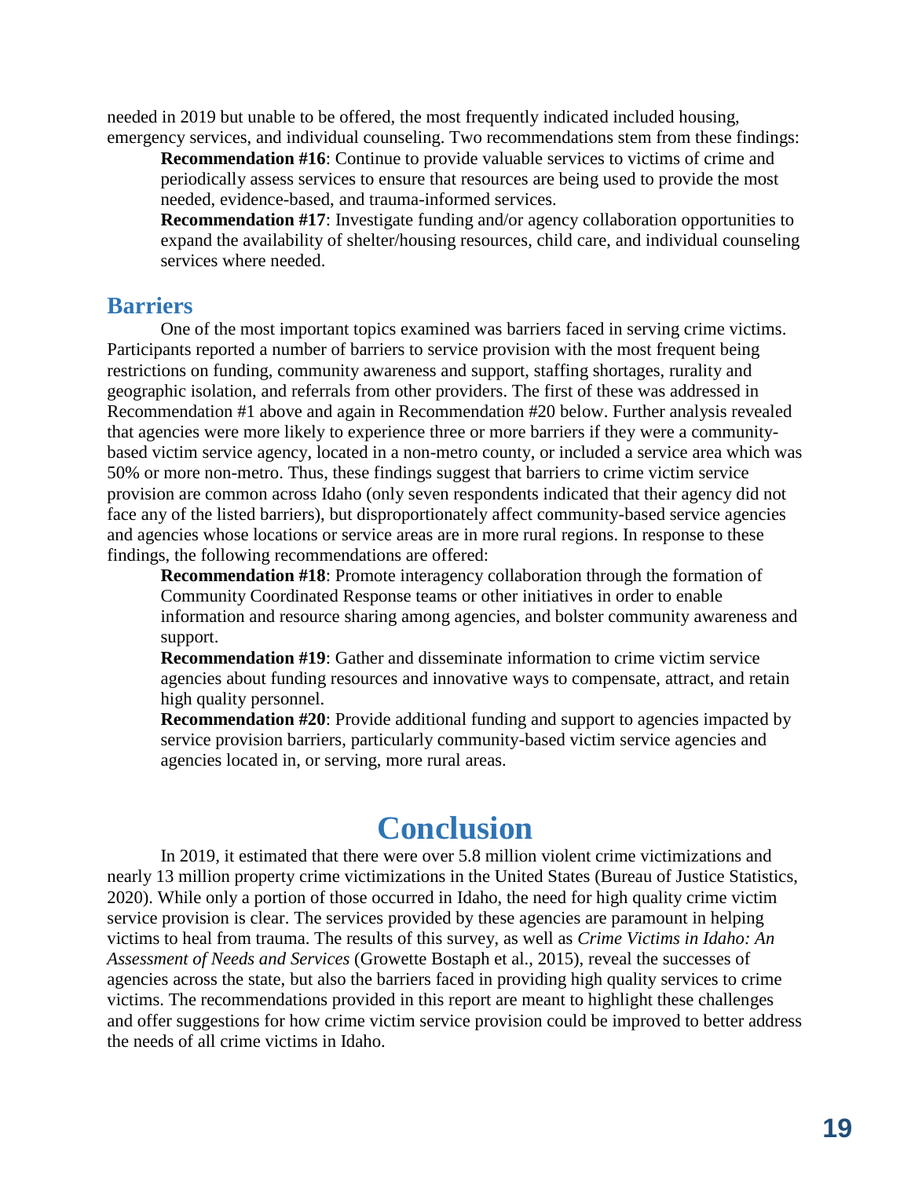needed in 2019 but unable to be offered, the most frequently indicated included housing, emergency services, and individual counseling. Two recommendations stem from these findings:

**Recommendation #16**: Continue to provide valuable services to victims of crime and periodically assess services to ensure that resources are being used to provide the most needed, evidence-based, and trauma-informed services.

**Recommendation #17**: Investigate funding and/or agency collaboration opportunities to expand the availability of shelter/housing resources, child care, and individual counseling services where needed.

## Barriers

One of the most important topics examined was barriers faced in serving crime victims. Participants reported a number of barriers to service provision with the most frequent being restrictions on funding, community awareness and support, staffing shortages, rurality and geographic isolation, and referrals from other providers. The first of these was addressed in Recommendation #1 above and again in Recommendation #20 below. Further analysis revealed that agencies were more likely to experience three or more barriers if they were a community-based victim service agency, located in a non-metro county, or included a service area which was 50% or more non-metro. Thus, these findings suggest that barriers to crime victim service provision are common across Idaho (only seven respondents indicated that their agency did not face any of the listed barriers), but disproportionately affect community-based service agencies and agencies whose locations or service areas are in more rural regions. In response to these findings, the following recommendations are offered:

**Recommendation #18**: Promote interagency collaboration through the formation of Community Coordinated Response teams or other initiatives in order to enable information and resource sharing among agencies, and bolster community awareness and support.

**Recommendation #19**: Gather and disseminate information to crime victim service agencies about funding resources and innovative ways to compensate, attract, and retain high quality personnel.

**Recommendation #20**: Provide additional funding and support to agencies impacted by service provision barriers, particularly community-based victim service agencies and agencies located in, or serving, more rural areas.

# Conclusion

In 2019, it estimated that there were over 5.8 million violent crime victimizations and nearly 13 million property crime victimizations in the United States (Bureau of Justice Statistics, 2020). While only a portion of those occurred in Idaho, the need for high quality crime victim service provision is clear. The services provided by these agencies are paramount in helping victims to heal from trauma. The results of this survey, as well as *Crime Victims in Idaho: An Assessment of Needs and Services* (Growette Bostaph et al., 2015), reveal the successes of agencies across the state, but also the barriers faced in providing high quality services to crime victims. The recommendations provided in this report are meant to highlight these challenges and offer suggestions for how crime victim service provision could be improved to better address the needs of all crime victims in Idaho.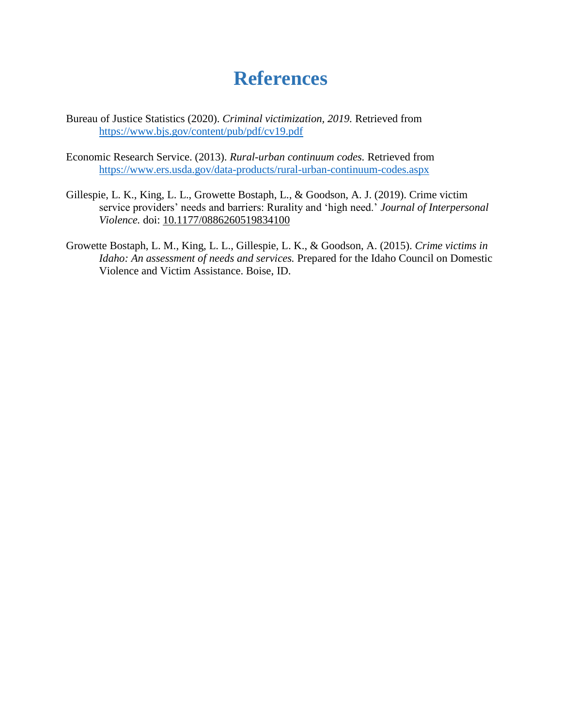# References

Bureau of Justice Statistics (2020). *Criminal victimization, 2019.* Retrieved from https://www.bjs.gov/content/pub/pdf/cv19.pdf

Economic Research Service. (2013). *Rural-urban continuum codes.* Retrieved from https://www.ers.usda.gov/data-products/rural-urban-continuum-codes.aspx

Gillespie, L. K., King, L. L., Growette Bostaph, L., & Goodson, A. J. (2019). Crime victim service providers' needs and barriers: Rurality and 'high need.' *Journal of Interpersonal Violence.* doi: 10.1177/0886260519834100

Growette Bostaph, L. M., King, L. L., Gillespie, L. K., & Goodson, A. (2015). *Crime victims in Idaho: An assessment of needs and services.* Prepared for the Idaho Council on Domestic Violence and Victim Assistance. Boise, ID.